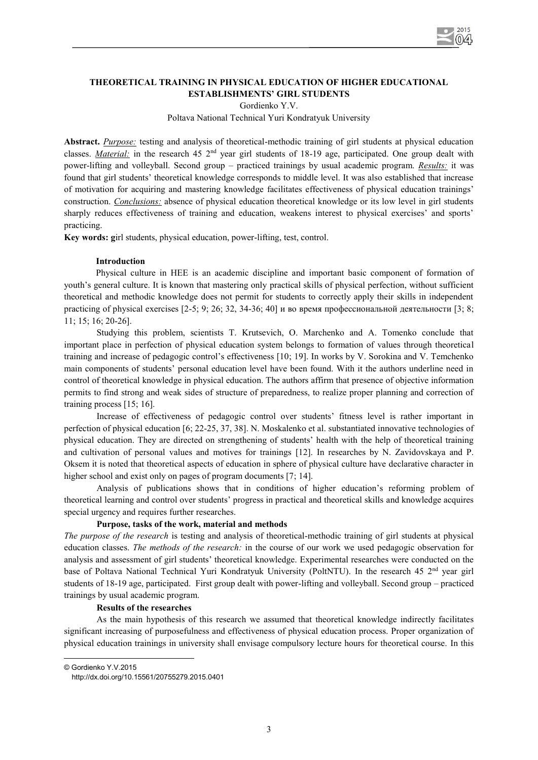# THEORETICAL TRAINING IN PHYSICAL EDUCATION OF HIGHER EDUCATIONAL ESTABLISHMENTS' GIRL STUDENTS

Gordienko Y.V.

Poltava National Technical Yuri Kondratyuk University

**Abstract.** *Purpose:* testing and analysis of theoretical-methodic training of girl students at physical education classes. *Material:* in the research 45 2[nd] year girl students of 18-19 age, participated. One group dealt with power-lifting and volleyball. Second group – practiced trainings by usual academic program. *Results:* it was found that girl students' theoretical knowledge corresponds to middle level. It was also established that increase of motivation for acquiring and mastering knowledge facilitates effectiveness of physical education trainings' construction. *Conclusions:* absence of physical education theoretical knowledge or its low level in girl students sharply reduces effectiveness of training and education, weakens interest to physical exercises' and sports' practicing.

**Key words: g**irl students, physical education, power-lifting, test, control.

## Introduction

Physical culture in HEE is an academic discipline and important basic component of formation of youth's general culture. It is known that mastering only practical skills of physical perfection, without sufficient theoretical and methodic knowledge does not permit for students to correctly apply their skills in independent practicing of physical exercises [2-5; 9; 26; 32, 34-36; 40] и во время профессиональной деятельности [3; 8; 11; 15; 16; 20-26].

Studying this problem, scientists T. Krutsevich, O. Marchenko and A. Tomenko conclude that important place in perfection of physical education system belongs to formation of values through theoretical training and increase of pedagogic control's effectiveness [10; 19]. In works by V. Sorokina and V. Temchenko main components of students' personal education level have been found. With it the authors underline need in control of theoretical knowledge in physical education. The authors affirm that presence of objective information permits to find strong and weak sides of structure of preparedness, to realize proper planning and correction of training process [15; 16].

Increase of effectiveness of pedagogic control over students' fitness level is rather important in perfection of physical education [6; 22-25, 37, 38]. N. Moskalenko et al. substantiated innovative technologies of physical education. They are directed on strengthening of students' health with the help of theoretical training and cultivation of personal values and motives for trainings [12]. In researches by N. Zavidovskaya and P. Oksem it is noted that theoretical aspects of education in sphere of physical culture have declarative character in higher school and exist only on pages of program documents [7; 14].

Analysis of publications shows that in conditions of higher education's reforming problem of theoretical learning and control over students' progress in practical and theoretical skills and knowledge acquires special urgency and requires further researches.

## Purpose, tasks of the work, material and methods

*The purpose of the research* is testing and analysis of theoretical-methodic training of girl students at physical education classes. *The methods of the research:* in the course of our work we used pedagogic observation for analysis and assessment of girl students' theoretical knowledge. Experimental researches were conducted on the base of Poltava National Technical Yuri Kondratyuk University (PoltNTU). In the research 45 2[nd] year girl students of 18-19 age, participated. First group dealt with power-lifting and volleyball. Second group – practiced trainings by usual academic program.

## Results of the researches

As the main hypothesis of this research we assumed that theoretical knowledge indirectly facilitates significant increasing of purposefulness and effectiveness of physical education process. Proper organization of physical education trainings in university shall envisage compulsory lecture hours for theoretical course. In this

© Gordienko Y.V.2015

http://dx.doi.org/10.15561/20755279.2015.0401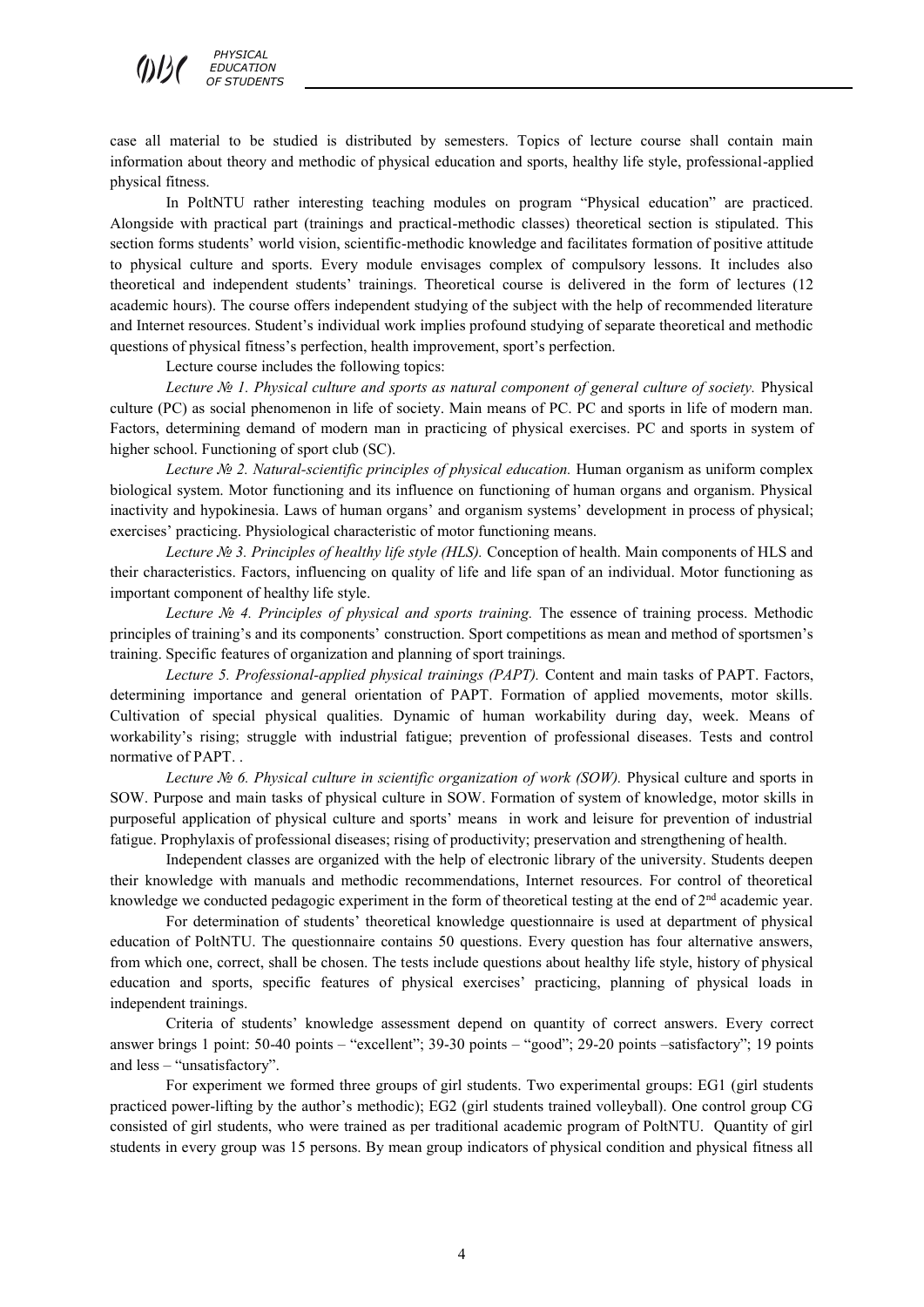case all material to be studied is distributed by semesters. Topics of lecture course shall contain main information about theory and methodic of physical education and sports, healthy life style, professional-applied physical fitness.

In PoltNTU rather interesting teaching modules on program "Physical education" are practiced. Alongside with practical part (trainings and practical-methodic classes) theoretical section is stipulated. This section forms students' world vision, scientific-methodic knowledge and facilitates formation of positive attitude to physical culture and sports. Every module envisages complex of compulsory lessons. It includes also theoretical and independent students' trainings. Theoretical course is delivered in the form of lectures (12 academic hours). The course offers independent studying of the subject with the help of recommended literature and Internet resources. Student's individual work implies profound studying of separate theoretical and methodic questions of physical fitness's perfection, health improvement, sport's perfection.

Lecture course includes the following topics:

*Lecture № 1. Physical culture and sports as natural component of general culture of society.* Physical culture (PC) as social phenomenon in life of society. Main means of PC. PC and sports in life of modern man. Factors, determining demand of modern man in practicing of physical exercises. PC and sports in system of higher school. Functioning of sport club (SC).

*Lecture № 2. Natural-scientific principles of physical education.* Human organism as uniform complex biological system. Motor functioning and its influence on functioning of human organs and organism. Physical inactivity and hypokinesia. Laws of human organs' and organism systems' development in process of physical; exercises' practicing. Physiological characteristic of motor functioning means.

*Lecture № 3. Principles of healthy life style (HLS).* Conception of health. Main components of HLS and their characteristics. Factors, influencing on quality of life and life span of an individual. Motor functioning as important component of healthy life style.

*Lecture № 4. Principles of physical and sports training.* The essence of training process. Methodic principles of training's and its components' construction. Sport competitions as mean and method of sportsmen's training. Specific features of organization and planning of sport trainings.

*Lecture 5. Professional-applied physical trainings (PAPT).* Content and main tasks of PAPT. Factors, determining importance and general orientation of PAPT. Formation of applied movements, motor skills. Cultivation of special physical qualities. Dynamic of human workability during day, week. Means of workability's rising; struggle with industrial fatigue; prevention of professional diseases. Tests and control normative of PAPT. .

*Lecture № 6. Physical culture in scientific organization of work (SOW).* Physical culture and sports in SOW. Purpose and main tasks of physical culture in SOW. Formation of system of knowledge, motor skills in purposeful application of physical culture and sports' means in work and leisure for prevention of industrial fatigue. Prophylaxis of professional diseases; rising of productivity; preservation and strengthening of health.

Independent classes are organized with the help of electronic library of the university. Students deepen their knowledge with manuals and methodic recommendations, Internet resources. For control of theoretical knowledge we conducted pedagogic experiment in the form of theoretical testing at the end of 2nd academic year.

For determination of students' theoretical knowledge questionnaire is used at department of physical education of PoltNTU. The questionnaire contains 50 questions. Every question has four alternative answers, from which one, correct, shall be chosen. The tests include questions about healthy life style, history of physical education and sports, specific features of physical exercises' practicing, planning of physical loads in independent trainings.

Criteria of students' knowledge assessment depend on quantity of correct answers. Every correct answer brings 1 point: 50-40 points – "excellent"; 39-30 points – "good"; 29-20 points –satisfactory"; 19 points and less – "unsatisfactory".

For experiment we formed three groups of girl students. Two experimental groups: EG1 (girl students practiced power-lifting by the author's methodic); EG2 (girl students trained volleyball). One control group CG consisted of girl students, who were trained as per traditional academic program of PoltNTU. Quantity of girl students in every group was 15 persons. By mean group indicators of physical condition and physical fitness all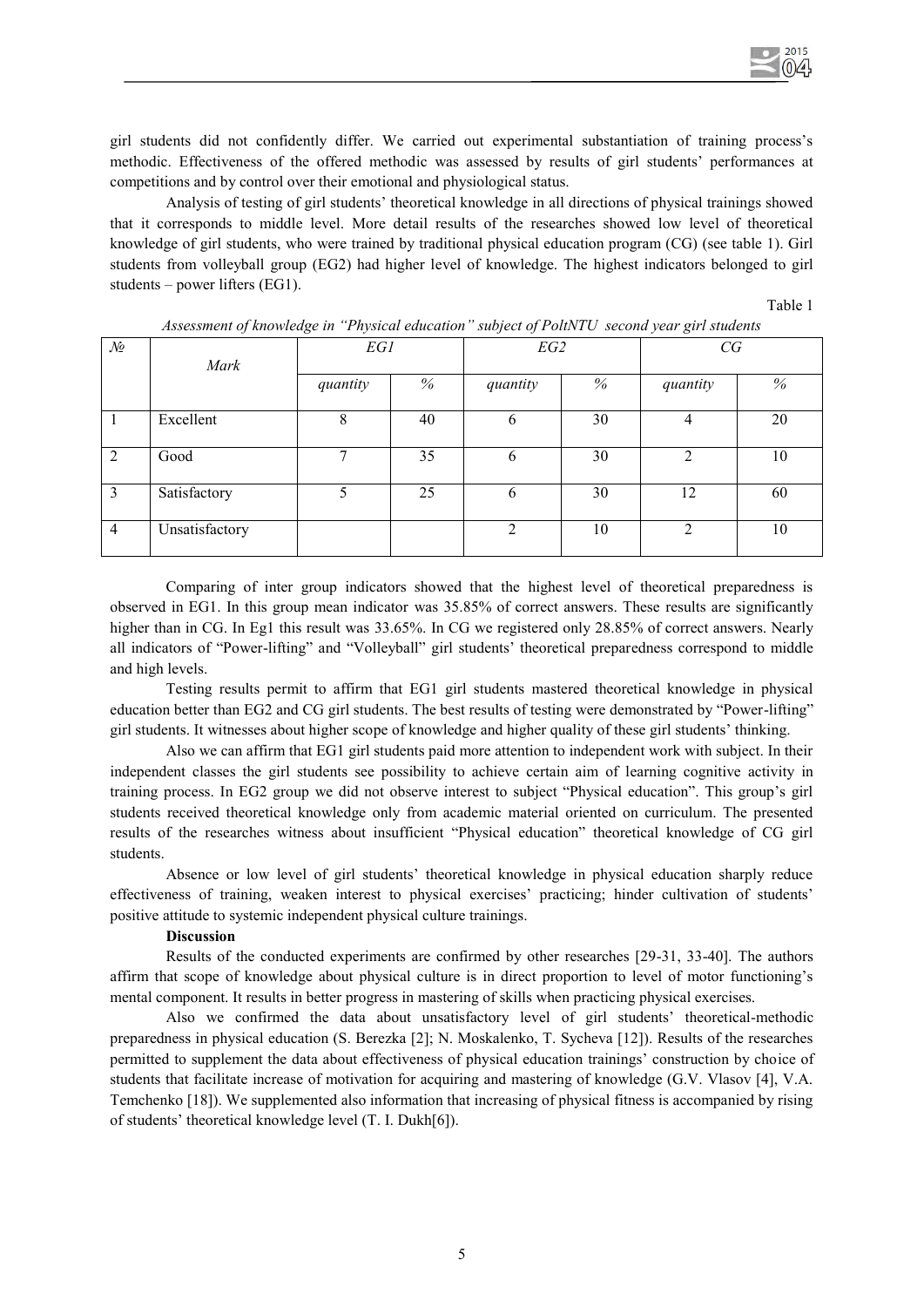girl students did not confidently differ. We carried out experimental substantiation of training process's methodic. Effectiveness of the offered methodic was assessed by results of girl students' performances at competitions and by control over their emotional and physiological status.

Analysis of testing of girl students' theoretical knowledge in all directions of physical trainings showed that it corresponds to middle level. More detail results of the researches showed low level of theoretical knowledge of girl students, who were trained by traditional physical education program (CG) (see table 1). Girl students from volleyball group (EG2) had higher level of knowledge. The highest indicators belonged to girl students – power lifters (EG1).

Table 1

*Assessment of knowledge in "Physical education" subject of PoltNTU second year girl students*

| № | *Mark* | *EG1* | | *EG2* | | *CG* | |
|---|---|---|---|---|---|---|---|
| | | *quantity* | *%* | *quantity* | *%* | *quantity* | *%* |
| 1 | Excellent | 8 | 40 | 6 | 30 | 4 | 20 |
| 2 | Good | 7 | 35 | 6 | 30 | 2 | 10 |
| 3 | Satisfactory | 5 | 25 | 6 | 30 | 12 | 60 |
| 4 | Unsatisfactory | | | 2 | 10 | 2 | 10 |

Comparing of inter group indicators showed that the highest level of theoretical preparedness is observed in EG1. In this group mean indicator was 35.85% of correct answers. These results are significantly higher than in CG. In Eg1 this result was 33.65%. In CG we registered only 28.85% of correct answers. Nearly all indicators of "Power-lifting" and "Volleyball" girl students' theoretical preparedness correspond to middle and high levels.

Testing results permit to affirm that EG1 girl students mastered theoretical knowledge in physical education better than EG2 and CG girl students. The best results of testing were demonstrated by "Power-lifting" girl students. It witnesses about higher scope of knowledge and higher quality of these girl students' thinking.

Also we can affirm that EG1 girl students paid more attention to independent work with subject. In their independent classes the girl students see possibility to achieve certain aim of learning cognitive activity in training process. In EG2 group we did not observe interest to subject "Physical education". This group's girl students received theoretical knowledge only from academic material oriented on curriculum. The presented results of the researches witness about insufficient "Physical education" theoretical knowledge of CG girl students.

Absence or low level of girl students' theoretical knowledge in physical education sharply reduce effectiveness of training, weaken interest to physical exercises' practicing; hinder cultivation of students' positive attitude to systemic independent physical culture trainings.

**Discussion**

Results of the conducted experiments are confirmed by other researches [29-31, 33-40]. The authors affirm that scope of knowledge about physical culture is in direct proportion to level of motor functioning's mental component. It results in better progress in mastering of skills when practicing physical exercises.

Also we confirmed the data about unsatisfactory level of girl students' theoretical-methodic preparedness in physical education (S. Berezka [2]; N. Moskalenko, T. Sycheva [12]). Results of the researches permitted to supplement the data about effectiveness of physical education trainings' construction by choice of students that facilitate increase of motivation for acquiring and mastering of knowledge (G.V. Vlasov [4], V.A. Temchenko [18]). We supplemented also information that increasing of physical fitness is accompanied by rising of students' theoretical knowledge level (T. I. Dukh[6]).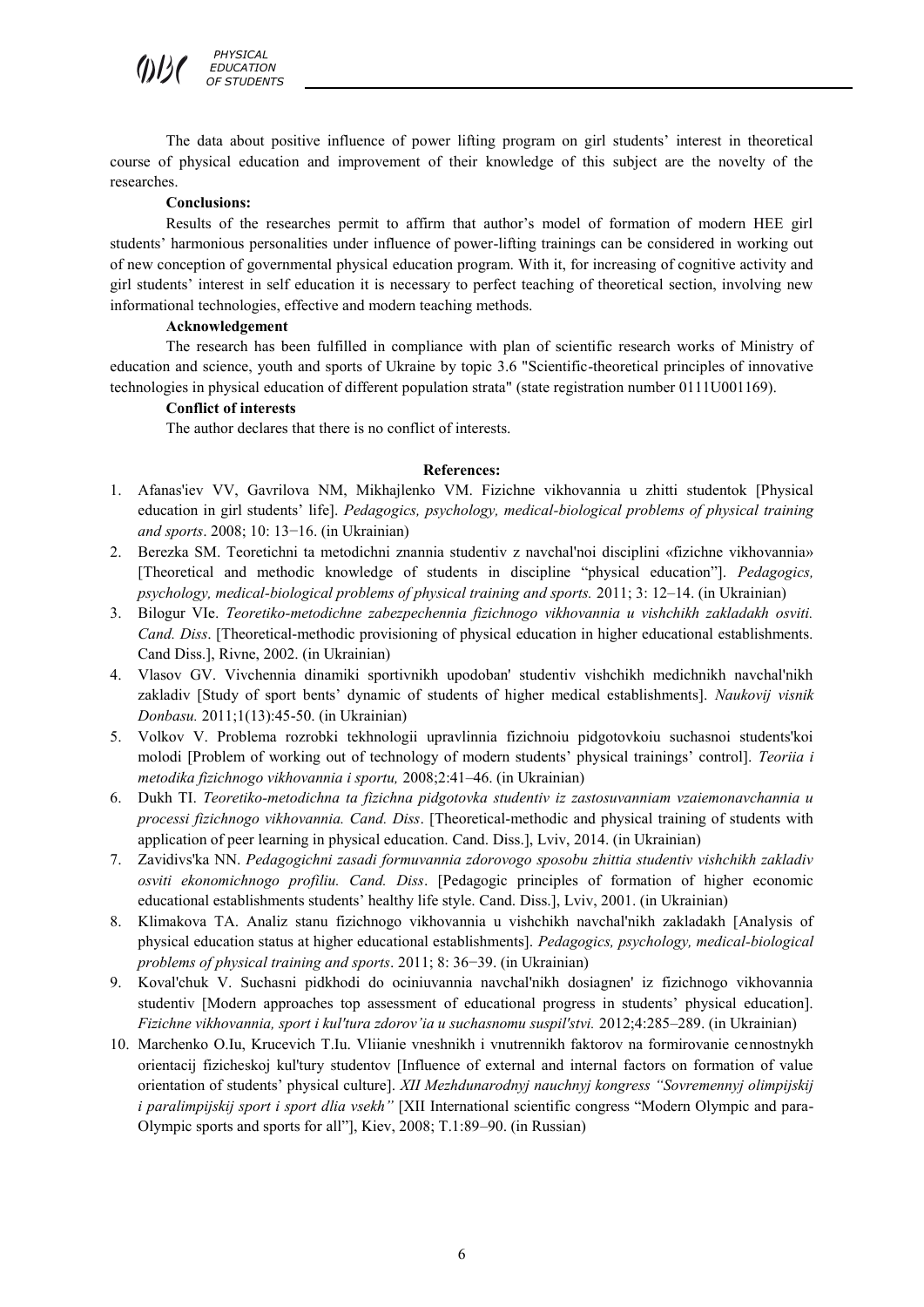The data about positive influence of power lifting program on girl students' interest in theoretical course of physical education and improvement of their knowledge of this subject are the novelty of the researches.

**Conclusions:**

Results of the researches permit to affirm that author's model of formation of modern HEE girl students' harmonious personalities under influence of power-lifting trainings can be considered in working out of new conception of governmental physical education program. With it, for increasing of cognitive activity and girl students' interest in self education it is necessary to perfect teaching of theoretical section, involving new informational technologies, effective and modern teaching methods.

**Acknowledgement**

The research has been fulfilled in compliance with plan of scientific research works of Ministry of education and science, youth and sports of Ukraine by topic 3.6 "Scientific-theoretical principles of innovative technologies in physical education of different population strata" (state registration number 0111U001169).

**Conflict of interests**

The author declares that there is no conflict of interests.

**References:**

1. Afanas'iev VV, Gavrilova NM, Mikhajlenko VM. Fizichne vikhovannia u zhitti studentok [Physical education in girl students' life]. *Pedagogics, psychology, medical-biological problems of physical training and sports*. 2008; 10: 13−16. (in Ukrainian)
2. Berezka SM. Teoretichni ta metodichni znannia studentiv z navchal'noi disciplini «fizichne vikhovannia» [Theoretical and methodic knowledge of students in discipline "physical education"]. *Pedagogics, psychology, medical-biological problems of physical training and sports.* 2011; 3: 12–14. (in Ukrainian)
3. Bilogur VIe. *Teoretiko-metodichne zabezpechennia fizichnogo vikhovannia u vishchikh zakladakh osviti. Cand. Diss*. [Theoretical-methodic provisioning of physical education in higher educational establishments. Cand Diss.], Rivne, 2002. (in Ukrainian)
4. Vlasov GV. Vivchennia dinamiki sportivnikh upodoban' studentiv vishchikh medichnikh navchal'nikh zakladiv [Study of sport bents' dynamic of students of higher medical establishments]. *Naukovij visnik Donbasu.* 2011;1(13):45-50. (in Ukrainian)
5. Volkov V. Problema rozrobki tekhnologii upravlinnia fizichnoiu pidgotovkoiu suchasnoi students'koi molodi [Problem of working out of technology of modern students' physical trainings' control]. *Teoriia i metodika fizichnogo vikhovannia i sportu,* 2008;2:41–46. (in Ukrainian)
6. Dukh TI. *Teoretiko-metodichna ta fizichna pidgotovka studentiv iz zastosuvanniam vzaiemonavchannia u processi fizichnogo vikhovannia. Cand. Diss*. [Theoretical-methodic and physical training of students with application of peer learning in physical education. Cand. Diss.], Lviv, 2014. (in Ukrainian)
7. Zavidivs'ka NN. *Pedagogichni zasadi formuvannia zdorovogo sposobu zhittia studentiv vishchikh zakladiv osviti ekonomichnogo profiliu. Cand. Diss*. [Pedagogic principles of formation of higher economic educational establishments students' healthy life style. Cand. Diss.], Lviv, 2001. (in Ukrainian)
8. Klimakova TA. Analiz stanu fizichnogo vikhovannia u vishchikh navchal'nikh zakladakh [Analysis of physical education status at higher educational establishments]. *Pedagogics, psychology, medical-biological problems of physical training and sports*. 2011; 8: 36−39. (in Ukrainian)
9. Koval'chuk V. Suchasni pidkhodi do ociniuvannia navchal'nikh dosiagnen' iz fizichnogo vikhovannia studentiv [Modern approaches top assessment of educational progress in students' physical education]. *Fizichne vikhovannia, sport i kul'tura zdorov'ia u suchasnomu suspil'stvi.* 2012;4:285–289. (in Ukrainian)
10. Marchenko O.Iu, Krucevich T.Iu. Vliianie vneshnikh i vnutrennikh faktorov na formirovanie cennostnykh orientacij fizicheskoj kul'tury studentov [Influence of external and internal factors on formation of value orientation of students' physical culture]. *XII Mezhdunarodnyj nauchnyj kongress "Sovremennyj olimpijskij i paralimpijskij sport i sport dlia vsekh"* [XII International scientific congress "Modern Olympic and para-Olympic sports and sports for all"], Kiev, 2008; T.1:89–90. (in Russian)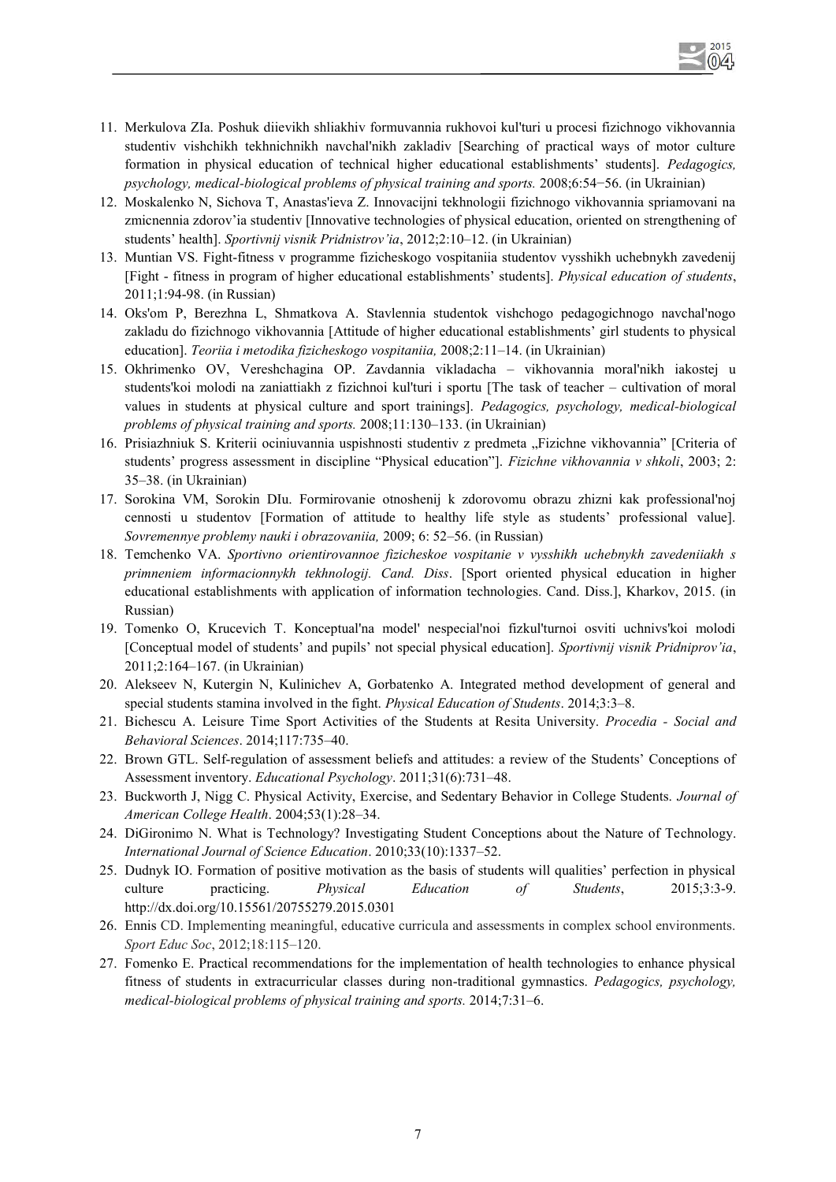11. Merkulova ZIa. Poshuk diievikh shliakhiv formuvannia rukhovoi kul'turi u procesi fizichnogo vikhovannia studentiv vishchikh tekhnichnikh navchal'nikh zakladiv [Searching of practical ways of motor culture formation in physical education of technical higher educational establishments' students]. *Pedagogics, psychology, medical-biological problems of physical training and sports.* 2008;6:54−56. (in Ukrainian)
12. Moskalenko N, Sichova T, Anastas'ieva Z. Innovacijni tekhnologii fizichnogo vikhovannia spriamovani na zmicnennia zdorov'ia studentiv [Innovative technologies of physical education, oriented on strengthening of students' health]. *Sportivnij visnik Pridnistrov'ia*, 2012;2:10–12. (in Ukrainian)
13. Muntian VS. Fight-fitness v programme fizicheskogo vospitaniia studentov vysshikh uchebnykh zavedenij [Fight - fitness in program of higher educational establishments' students]. *Physical education of students*, 2011;1:94-98. (in Russian)
14. Oks'om P, Berezhna L, Shmatkova A. Stavlennia studentok vishchogo pedagogichnogo navchal'nogo zakladu do fizichnogo vikhovannia [Attitude of higher educational establishments' girl students to physical education]. *Teoriia i metodika fizicheskogo vospitaniia,* 2008;2:11–14. (in Ukrainian)
15. Okhrimenko OV, Vereshchagina OP. Zavdannia vikladacha – vikhovannia moral'nikh iakostej u students'koi molodi na zaniattiakh z fizichnoi kul'turi i sportu [The task of teacher – cultivation of moral values in students at physical culture and sport trainings]. *Pedagogics, psychology, medical-biological problems of physical training and sports.* 2008;11:130–133. (in Ukrainian)
16. Prisiazhniuk S. Kriterii ociniuvannia uspishnosti studentiv z predmeta „Fizichne vikhovannia" [Criteria of students' progress assessment in discipline "Physical education"]. *Fizichne vikhovannia v shkoli*, 2003; 2: 35–38. (in Ukrainian)
17. Sorokina VM, Sorokin DIu. Formirovanie otnoshenij k zdorovomu obrazu zhizni kak professional'noj cennosti u studentov [Formation of attitude to healthy life style as students' professional value]. *Sovremennye problemy nauki i obrazovaniia,* 2009; 6: 52–56. (in Russian)
18. Temchenko VA. *Sportivno orientirovannoe fizicheskoe vospitanie v vysshikh uchebnykh zavedeniiakh s primneniem informacionnykh tekhnologij. Cand. Diss*. [Sport oriented physical education in higher educational establishments with application of information technologies. Cand. Diss.], Kharkov, 2015. (in Russian)
19. Tomenko O, Krucevich T. Konceptual'na model' nespecial'noi fizkul'turnoi osviti uchnivs'koi molodi [Conceptual model of students' and pupils' not special physical education]. *Sportivnij visnik Pridniprov'ia*, 2011;2:164–167. (in Ukrainian)
20. Alekseev N, Kutergin N, Kulinichev A, Gorbatenko A. Integrated method development of general and special students stamina involved in the fight. *Physical Education of Students*. 2014;3:3–8.
21. Bichescu A. Leisure Time Sport Activities of the Students at Resita University. *Procedia - Social and Behavioral Sciences*. 2014;117:735–40.
22. Brown GTL. Self-regulation of assessment beliefs and attitudes: a review of the Students' Conceptions of Assessment inventory. *Educational Psychology*. 2011;31(6):731–48.
23. Buckworth J, Nigg C. Physical Activity, Exercise, and Sedentary Behavior in College Students. *Journal of American College Health*. 2004;53(1):28–34.
24. DiGironimo N. What is Technology? Investigating Student Conceptions about the Nature of Technology. *International Journal of Science Education*. 2010;33(10):1337–52.
25. Dudnyk IO. Formation of positive motivation as the basis of students will qualities' perfection in physical culture practicing. *Physical Education of Students*, 2015;3:3-9. http://dx.doi.org/10.15561/20755279.2015.0301
26. Ennis CD. Implementing meaningful, educative curricula and assessments in complex school environments. *Sport Educ Soc*, 2012;18:115–120.
27. Fomenko E. Practical recommendations for the implementation of health technologies to enhance physical fitness of students in extracurricular classes during non-traditional gymnastics. *Pedagogics, psychology, medical-biological problems of physical training and sports.* 2014;7:31–6.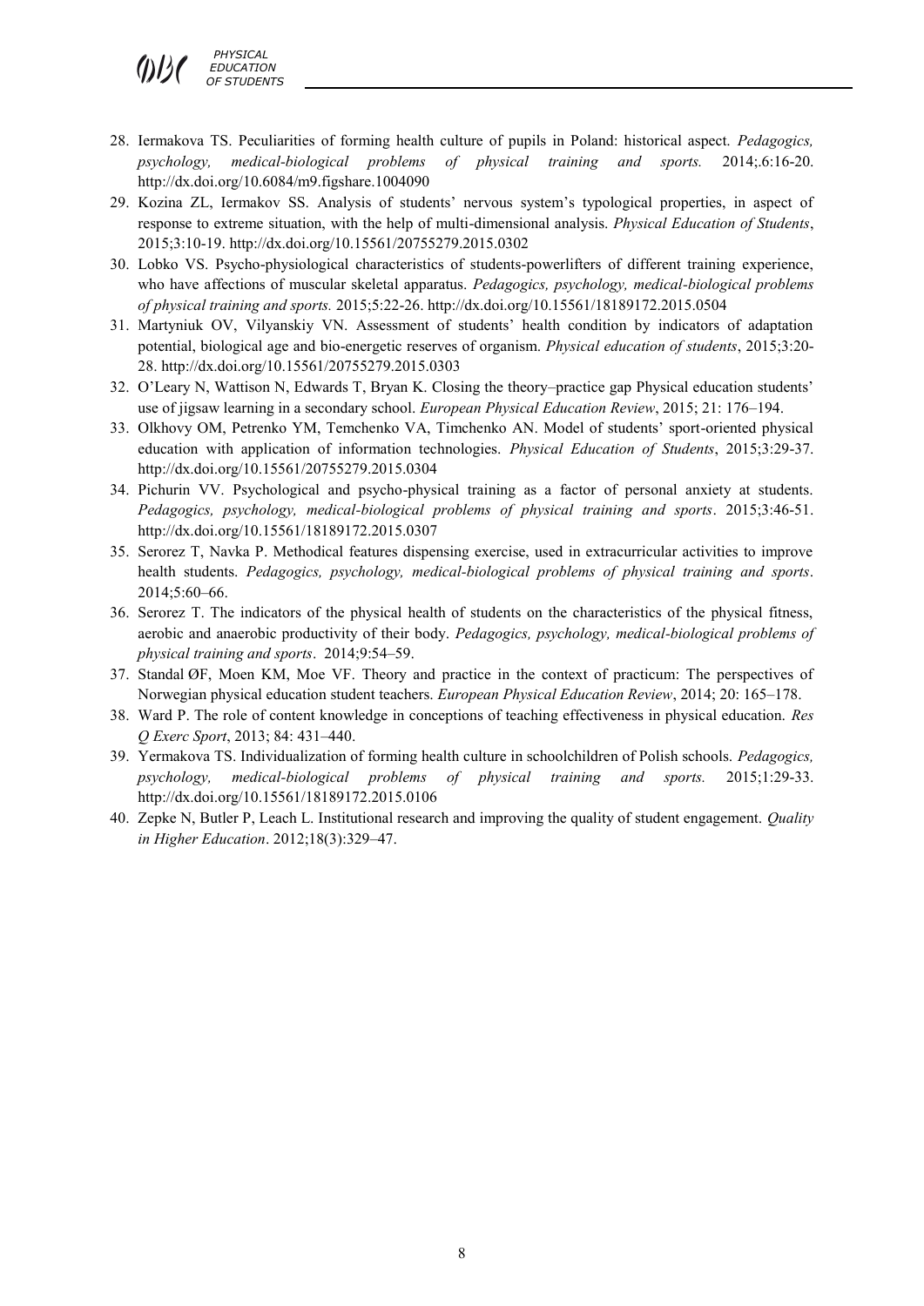28. Iermakova TS. Peculiarities of forming health culture of pupils in Poland: historical aspect. *Pedagogics, psychology, medical-biological problems of physical training and sports.* 2014;.6:16-20. http://dx.doi.org/10.6084/m9.figshare.1004090
29. Kozina ZL, Iermakov SS. Analysis of students' nervous system's typological properties, in aspect of response to extreme situation, with the help of multi-dimensional analysis. *Physical Education of Students*, 2015;3:10-19. http://dx.doi.org/10.15561/20755279.2015.0302
30. Lobko VS. Psycho-physiological characteristics of students-powerlifters of different training experience, who have affections of muscular skeletal apparatus. *Pedagogics, psychology, medical-biological problems of physical training and sports.* 2015;5:22-26. http://dx.doi.org/10.15561/18189172.2015.0504
31. Martyniuk OV, Vilyanskiy VN. Assessment of students' health condition by indicators of adaptation potential, biological age and bio-energetic reserves of organism. *Physical education of students*, 2015;3:20-28. http://dx.doi.org/10.15561/20755279.2015.0303
32. O'Leary N, Wattison N, Edwards T, Bryan K. Closing the theory–practice gap Physical education students' use of jigsaw learning in a secondary school. *European Physical Education Review*, 2015; 21: 176–194.
33. Olkhovy OM, Petrenko YM, Temchenko VA, Timchenko AN. Model of students' sport-oriented physical education with application of information technologies. *Physical Education of Students*, 2015;3:29-37. http://dx.doi.org/10.15561/20755279.2015.0304
34. Pichurin VV. Psychological and psycho-physical training as a factor of personal anxiety at students. *Pedagogics, psychology, medical-biological problems of physical training and sports*. 2015;3:46-51. http://dx.doi.org/10.15561/18189172.2015.0307
35. Serorez T, Navka P. Methodical features dispensing exercise, used in extracurricular activities to improve health students. *Pedagogics, psychology, medical-biological problems of physical training and sports*. 2014;5:60–66.
36. Serorez T. The indicators of the physical health of students on the characteristics of the physical fitness, aerobic and anaerobic productivity of their body. *Pedagogics, psychology, medical-biological problems of physical training and sports*. 2014;9:54–59.
37. Standal ØF, Moen KM, Moe VF. Theory and practice in the context of practicum: The perspectives of Norwegian physical education student teachers. *European Physical Education Review*, 2014; 20: 165–178.
38. Ward P. The role of content knowledge in conceptions of teaching effectiveness in physical education. *Res Q Exerc Sport*, 2013; 84: 431–440.
39. Yermakova TS. Individualization of forming health culture in schoolchildren of Polish schools. *Pedagogics, psychology, medical-biological problems of physical training and sports.* 2015;1:29-33. http://dx.doi.org/10.15561/18189172.2015.0106
40. Zepke N, Butler P, Leach L. Institutional research and improving the quality of student engagement. *Quality in Higher Education*. 2012;18(3):329–47.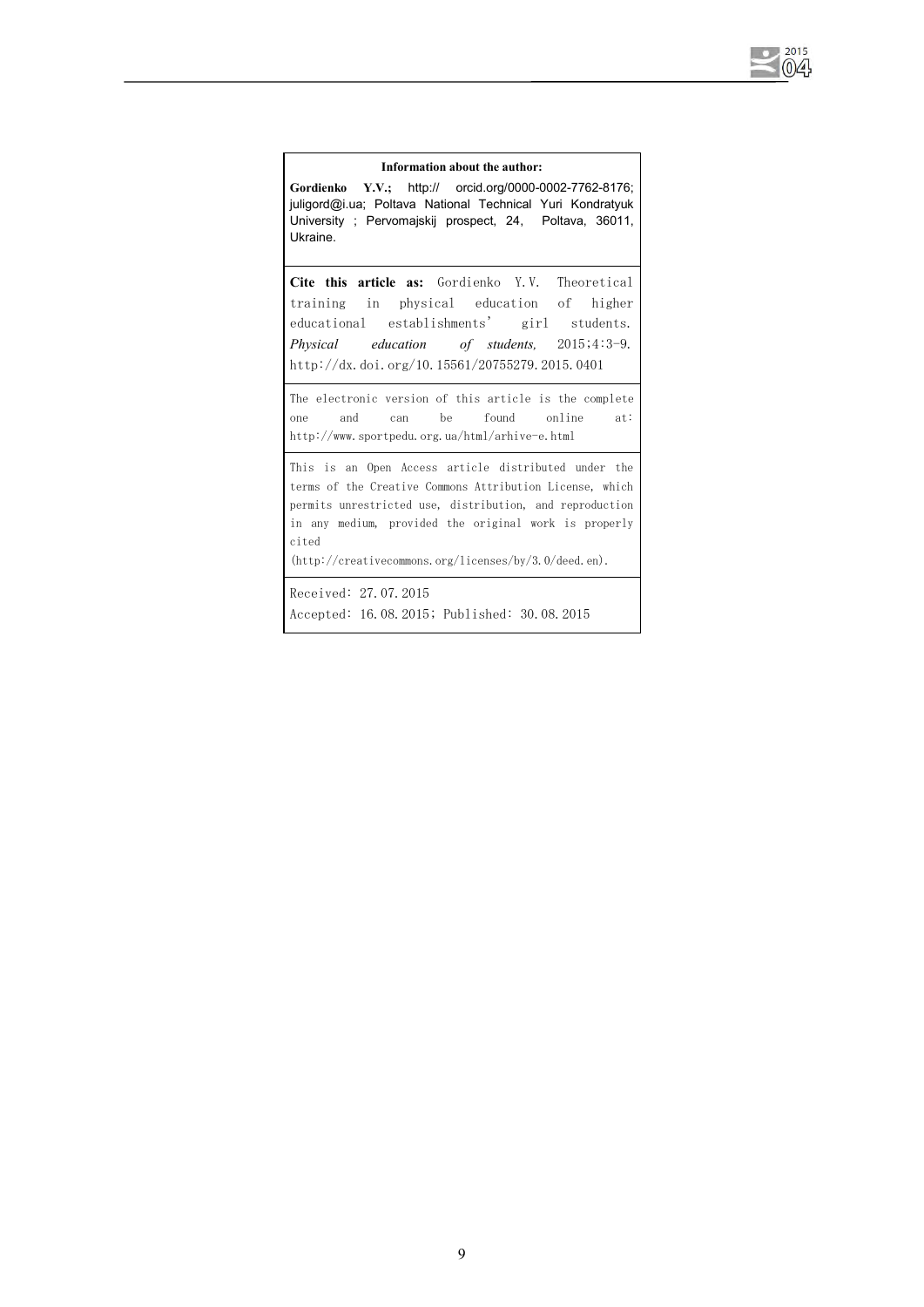**Information about the author:**

**Gordienko Y.V.;** http:// orcid.org/0000-0002-7762-8176; juligord@i.ua; Poltava National Technical Yuri Kondratyuk University ; Pervomajskij prospect, 24, Poltava, 36011, Ukraine.

**Cite this article as:** Gordienko Y.V. Theoretical training in physical education of higher educational establishments' girl students. *Physical education of students,* 2015;4:3-9. http://dx.doi.org/10.15561/20755279.2015.0401

The electronic version of this article is the complete one and can be found online at: http://www.sportpedu.org.ua/html/arhive-e.html

This is an Open Access article distributed under the terms of the Creative Commons Attribution License, which permits unrestricted use, distribution, and reproduction in any medium, provided the original work is properly cited (http://creativecommons.org/licenses/by/3.0/deed.en).

Received: 27.07.2015
Accepted: 16.08.2015; Published: 30.08.2015